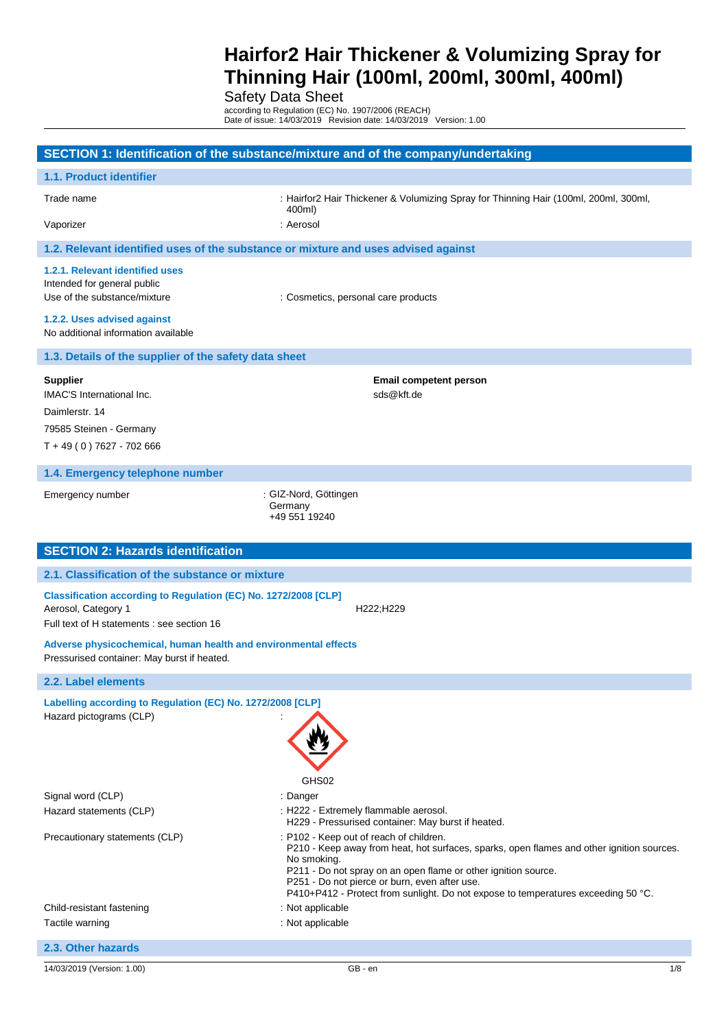# Hairfor2 Hair Thickener & Volumizing Spray for Thinning Hair (100ml, 200ml, 300ml, 400ml)

Safety Data Sheet

according to Regulation (EC) No. 1907/2006 (REACH)
Date of issue: 14/03/2019 Revision date: 14/03/2019 Version: 1.00

## SECTION 1: Identification of the substance/mixture and of the company/undertaking

### 1.1. Product identifier

Trade name : Hairfor2 Hair Thickener & Volumizing Spray for Thinning Hair (100ml, 200ml, 300ml, 400ml)

Vaporizer : Aerosol

### 1.2. Relevant identified uses of the substance or mixture and uses advised against

#### 1.2.1. Relevant identified uses

Intended for general public

Use of the substance/mixture : Cosmetics, personal care products

#### 1.2.2. Uses advised against

No additional information available

### 1.3. Details of the supplier of the safety data sheet

**Supplier**

IMAC'S International Inc.

Daimlerstr. 14

79585 Steinen - Germany

T + 49 ( 0 ) 7627 - 702 666

**Email competent person**

sds@kft.de

### 1.4. Emergency telephone number

Emergency number : GIZ-Nord, Göttingen
Germany
+49 551 19240

## SECTION 2: Hazards identification

### 2.1. Classification of the substance or mixture

**Classification according to Regulation (EC) No. 1272/2008 [CLP]**

Aerosol, Category 1 H222;H229

Full text of H statements : see section 16

**Adverse physicochemical, human health and environmental effects**

Pressurised container: May burst if heated.

### 2.2. Label elements

**Labelling according to Regulation (EC) No. 1272/2008 [CLP]**

Hazard pictograms (CLP) :

GHS02

Signal word (CLP) : Danger

Hazard statements (CLP) : H222 - Extremely flammable aerosol.
H229 - Pressurised container: May burst if heated.

Precautionary statements (CLP) : P102 - Keep out of reach of children.
P210 - Keep away from heat, hot surfaces, sparks, open flames and other ignition sources. No smoking.
P211 - Do not spray on an open flame or other ignition source.
P251 - Do not pierce or burn, even after use.
P410+P412 - Protect from sunlight. Do not expose to temperatures exceeding 50 °C.

Child-resistant fastening : Not applicable

Tactile warning : Not applicable

### 2.3. Other hazards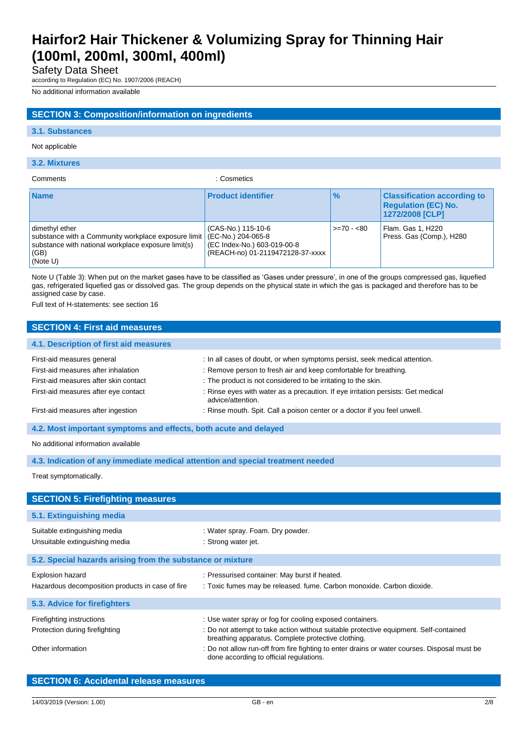No additional information available

## SECTION 3: Composition/information on ingredients

### 3.1. Substances

Not applicable

### 3.2. Mixtures

Comments : Cosmetics

| Name | Product identifier | % | Classification according to Regulation (EC) No. 1272/2008 [CLP] |
|---|---|---|---|
| dimethyl ether<br>substance with a Community workplace exposure limit<br>substance with national workplace exposure limit(s) (GB)<br>(Note U) | (CAS-No.) 115-10-6<br>(EC-No.) 204-065-8<br>(EC Index-No.) 603-019-00-8<br>(REACH-no) 01-2119472128-37-xxxx | >=70 - <80 | Flam. Gas 1, H220<br>Press. Gas (Comp.), H280 |

Note U (Table 3): When put on the market gases have to be classified as 'Gases under pressure', in one of the groups compressed gas, liquefied gas, refrigerated liquefied gas or dissolved gas. The group depends on the physical state in which the gas is packaged and therefore has to be assigned case by case.

Full text of H-statements: see section 16

## SECTION 4: First aid measures

### 4.1. Description of first aid measures

First-aid measures general : In all cases of doubt, or when symptoms persist, seek medical attention.

First-aid measures after inhalation : Remove person to fresh air and keep comfortable for breathing.

First-aid measures after skin contact : The product is not considered to be irritating to the skin.

First-aid measures after eye contact : Rinse eyes with water as a precaution. If eye irritation persists: Get medical advice/attention.

First-aid measures after ingestion : Rinse mouth. Spit. Call a poison center or a doctor if you feel unwell.

### 4.2. Most important symptoms and effects, both acute and delayed

No additional information available

### 4.3. Indication of any immediate medical attention and special treatment needed

Treat symptomatically.

## SECTION 5: Firefighting measures

### 5.1. Extinguishing media

Suitable extinguishing media : Water spray. Foam. Dry powder.

Unsuitable extinguishing media : Strong water jet.

### 5.2. Special hazards arising from the substance or mixture

Explosion hazard : Pressurised container: May burst if heated.

Hazardous decomposition products in case of fire : Toxic fumes may be released. fume. Carbon monoxide. Carbon dioxide.

### 5.3. Advice for firefighters

Firefighting instructions : Use water spray or fog for cooling exposed containers.

Protection during firefighting : Do not attempt to take action without suitable protective equipment. Self-contained breathing apparatus. Complete protective clothing.

Other information : Do not allow run-off from fire fighting to enter drains or water courses. Disposal must be done according to official regulations.

## SECTION 6: Accidental release measures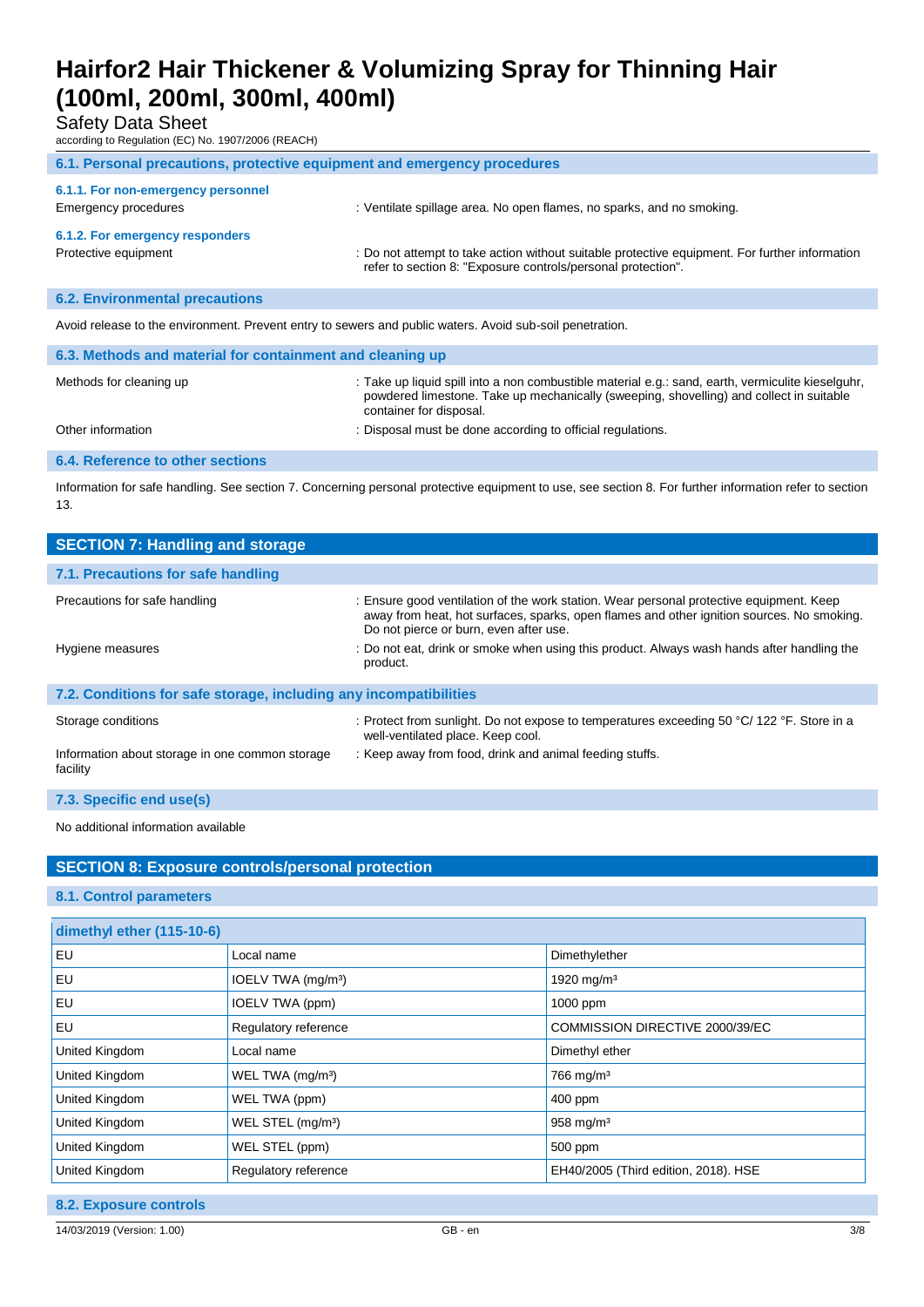### 6.1. Personal precautions, protective equipment and emergency procedures

#### 6.1.1. For non-emergency personnel

Emergency procedures : Ventilate spillage area. No open flames, no sparks, and no smoking.

#### 6.1.2. For emergency responders

Protective equipment : Do not attempt to take action without suitable protective equipment. For further information refer to section 8: "Exposure controls/personal protection".

### 6.2. Environmental precautions

Avoid release to the environment. Prevent entry to sewers and public waters. Avoid sub-soil penetration.

### 6.3. Methods and material for containment and cleaning up

Methods for cleaning up : Take up liquid spill into a non combustible material e.g.: sand, earth, vermiculite kieselguhr, powdered limestone. Take up mechanically (sweeping, shovelling) and collect in suitable container for disposal.

Other information : Disposal must be done according to official regulations.

### 6.4. Reference to other sections

Information for safe handling. See section 7. Concerning personal protective equipment to use, see section 8. For further information refer to section 13.

## SECTION 7: Handling and storage

### 7.1. Precautions for safe handling

Precautions for safe handling : Ensure good ventilation of the work station. Wear personal protective equipment. Keep away from heat, hot surfaces, sparks, open flames and other ignition sources. No smoking. Do not pierce or burn, even after use.

Hygiene measures : Do not eat, drink or smoke when using this product. Always wash hands after handling the product.

### 7.2. Conditions for safe storage, including any incompatibilities

Storage conditions : Protect from sunlight. Do not expose to temperatures exceeding 50 °C/ 122 °F. Store in a well-ventilated place. Keep cool.

Information about storage in one common storage facility : Keep away from food, drink and animal feeding stuffs.

### 7.3. Specific end use(s)

No additional information available

## SECTION 8: Exposure controls/personal protection

### 8.1. Control parameters

| dimethyl ether (115-10-6) | | |
|---|---|---|
| EU | Local name | Dimethylether |
| EU | IOELV TWA (mg/m³) | 1920 mg/m³ |
| EU | IOELV TWA (ppm) | 1000 ppm |
| EU | Regulatory reference | COMMISSION DIRECTIVE 2000/39/EC |
| United Kingdom | Local name | Dimethyl ether |
| United Kingdom | WEL TWA (mg/m³) | 766 mg/m³ |
| United Kingdom | WEL TWA (ppm) | 400 ppm |
| United Kingdom | WEL STEL (mg/m³) | 958 mg/m³ |
| United Kingdom | WEL STEL (ppm) | 500 ppm |
| United Kingdom | Regulatory reference | EH40/2005 (Third edition, 2018). HSE |

### 8.2. Exposure controls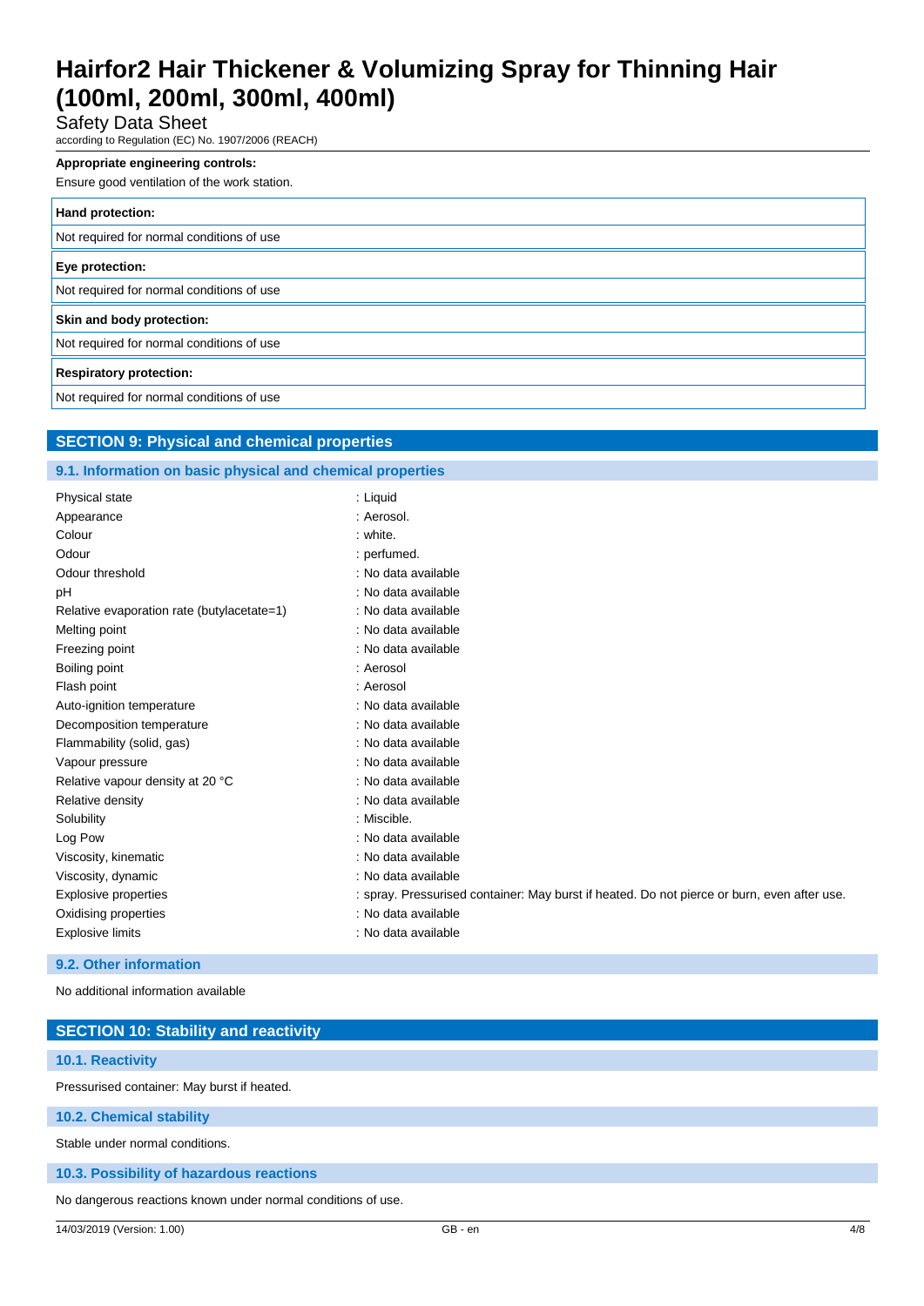**Appropriate engineering controls:**

Ensure good ventilation of the work station.

| Hand protection: |
|---|
| Not required for normal conditions of use |

| Eye protection: |
|---|
| Not required for normal conditions of use |

| Skin and body protection: |
|---|
| Not required for normal conditions of use |

| Respiratory protection: |
|---|
| Not required for normal conditions of use |

## SECTION 9: Physical and chemical properties

### 9.1. Information on basic physical and chemical properties

| | |
|---|---|
| Physical state | : Liquid |
| Appearance | : Aerosol. |
| Colour | : white. |
| Odour | : perfumed. |
| Odour threshold | : No data available |
| pH | : No data available |
| Relative evaporation rate (butylacetate=1) | : No data available |
| Melting point | : No data available |
| Freezing point | : No data available |
| Boiling point | : Aerosol |
| Flash point | : Aerosol |
| Auto-ignition temperature | : No data available |
| Decomposition temperature | : No data available |
| Flammability (solid, gas) | : No data available |
| Vapour pressure | : No data available |
| Relative vapour density at 20 °C | : No data available |
| Relative density | : No data available |
| Solubility | : Miscible. |
| Log Pow | : No data available |
| Viscosity, kinematic | : No data available |
| Viscosity, dynamic | : No data available |
| Explosive properties | : spray. Pressurised container: May burst if heated. Do not pierce or burn, even after use. |
| Oxidising properties | : No data available |
| Explosive limits | : No data available |

### 9.2. Other information

No additional information available

## SECTION 10: Stability and reactivity

### 10.1. Reactivity

Pressurised container: May burst if heated.

### 10.2. Chemical stability

Stable under normal conditions.

### 10.3. Possibility of hazardous reactions

No dangerous reactions known under normal conditions of use.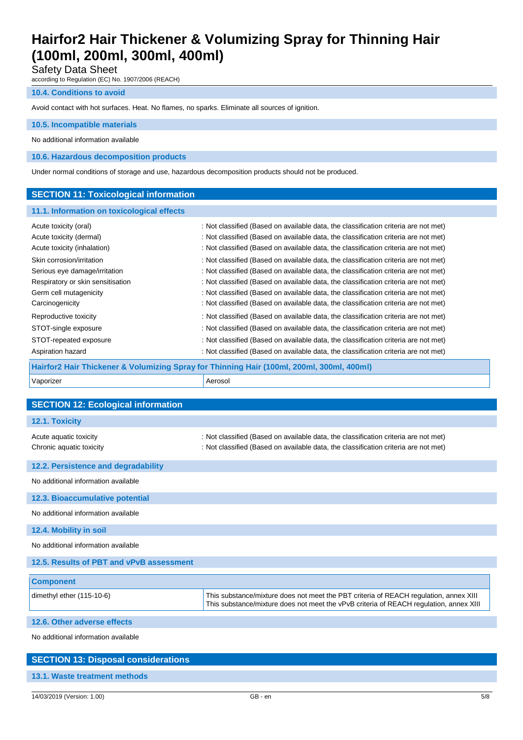### 10.4. Conditions to avoid

Avoid contact with hot surfaces. Heat. No flames, no sparks. Eliminate all sources of ignition.

### 10.5. Incompatible materials

No additional information available

### 10.6. Hazardous decomposition products

Under normal conditions of storage and use, hazardous decomposition products should not be produced.

## SECTION 11: Toxicological information

### 11.1. Information on toxicological effects

| | |
|---|---|
| Acute toxicity (oral) | : Not classified (Based on available data, the classification criteria are not met) |
| Acute toxicity (dermal) | : Not classified (Based on available data, the classification criteria are not met) |
| Acute toxicity (inhalation) | : Not classified (Based on available data, the classification criteria are not met) |
| Skin corrosion/irritation | : Not classified (Based on available data, the classification criteria are not met) |
| Serious eye damage/irritation | : Not classified (Based on available data, the classification criteria are not met) |
| Respiratory or skin sensitisation | : Not classified (Based on available data, the classification criteria are not met) |
| Germ cell mutagenicity | : Not classified (Based on available data, the classification criteria are not met) |
| Carcinogenicity | : Not classified (Based on available data, the classification criteria are not met) |
| Reproductive toxicity | : Not classified (Based on available data, the classification criteria are not met) |
| STOT-single exposure | : Not classified (Based on available data, the classification criteria are not met) |
| STOT-repeated exposure | : Not classified (Based on available data, the classification criteria are not met) |
| Aspiration hazard | : Not classified (Based on available data, the classification criteria are not met) |

| Hairfor2 Hair Thickener & Volumizing Spray for Thinning Hair (100ml, 200ml, 300ml, 400ml) | |
|---|---|
| Vaporizer | Aerosol |

## SECTION 12: Ecological information

### 12.1. Toxicity

| | |
|---|---|
| Acute aquatic toxicity | : Not classified (Based on available data, the classification criteria are not met) |
| Chronic aquatic toxicity | : Not classified (Based on available data, the classification criteria are not met) |

### 12.2. Persistence and degradability

No additional information available

### 12.3. Bioaccumulative potential

No additional information available

### 12.4. Mobility in soil

No additional information available

### 12.5. Results of PBT and vPvB assessment

| Component | |
|---|---|
| dimethyl ether (115-10-6) | This substance/mixture does not meet the PBT criteria of REACH regulation, annex XIII<br>This substance/mixture does not meet the vPvB criteria of REACH regulation, annex XIII |

### 12.6. Other adverse effects

No additional information available

## SECTION 13: Disposal considerations

### 13.1. Waste treatment methods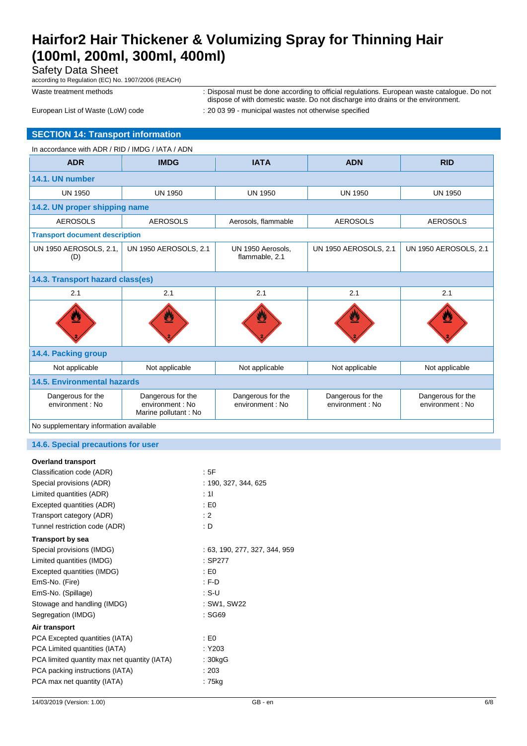Waste treatment methods : Disposal must be done according to official regulations. European waste catalogue. Do not dispose of with domestic waste. Do not discharge into drains or the environment.

European List of Waste (LoW) code : 20 03 99 - municipal wastes not otherwise specified

## SECTION 14: Transport information

In accordance with ADR / RID / IMDG / IATA / ADN

| ADR | IMDG | IATA | ADN | RID |
|---|---|---|---|---|
| **14.1. UN number** | | | | |
| UN 1950 | UN 1950 | UN 1950 | UN 1950 | UN 1950 |
| **14.2. UN proper shipping name** | | | | |
| AEROSOLS | AEROSOLS | Aerosols, flammable | AEROSOLS | AEROSOLS |
| **Transport document description** | | | | |
| UN 1950 AEROSOLS, 2.1, (D) | UN 1950 AEROSOLS, 2.1 | UN 1950 Aerosols, flammable, 2.1 | UN 1950 AEROSOLS, 2.1 | UN 1950 AEROSOLS, 2.1 |
| **14.3. Transport hazard class(es)** | | | | |
| 2.1 | 2.1 | 2.1 | 2.1 | 2.1 |
| **14.4. Packing group** | | | | |
| Not applicable | Not applicable | Not applicable | Not applicable | Not applicable |
| **14.5. Environmental hazards** | | | | |
| Dangerous for the environment : No | Dangerous for the environment : No<br>Marine pollutant : No | Dangerous for the environment : No | Dangerous for the environment : No | Dangerous for the environment : No |
| No supplementary information available | | | | |

### 14.6. Special precautions for user

**Overland transport**

Classification code (ADR) : 5F
Special provisions (ADR) : 190, 327, 344, 625
Limited quantities (ADR) : 1l
Excepted quantities (ADR) : E0
Transport category (ADR) : 2
Tunnel restriction code (ADR) : D

**Transport by sea**

Special provisions (IMDG) : 63, 190, 277, 327, 344, 959
Limited quantities (IMDG) : SP277
Excepted quantities (IMDG) : E0
EmS-No. (Fire) : F-D
EmS-No. (Spillage) : S-U
Stowage and handling (IMDG) : SW1, SW22
Segregation (IMDG) : SG69

**Air transport**

PCA Excepted quantities (IATA) : E0
PCA Limited quantities (IATA) : Y203
PCA limited quantity max net quantity (IATA) : 30kgG
PCA packing instructions (IATA) : 203
PCA max net quantity (IATA) : 75kg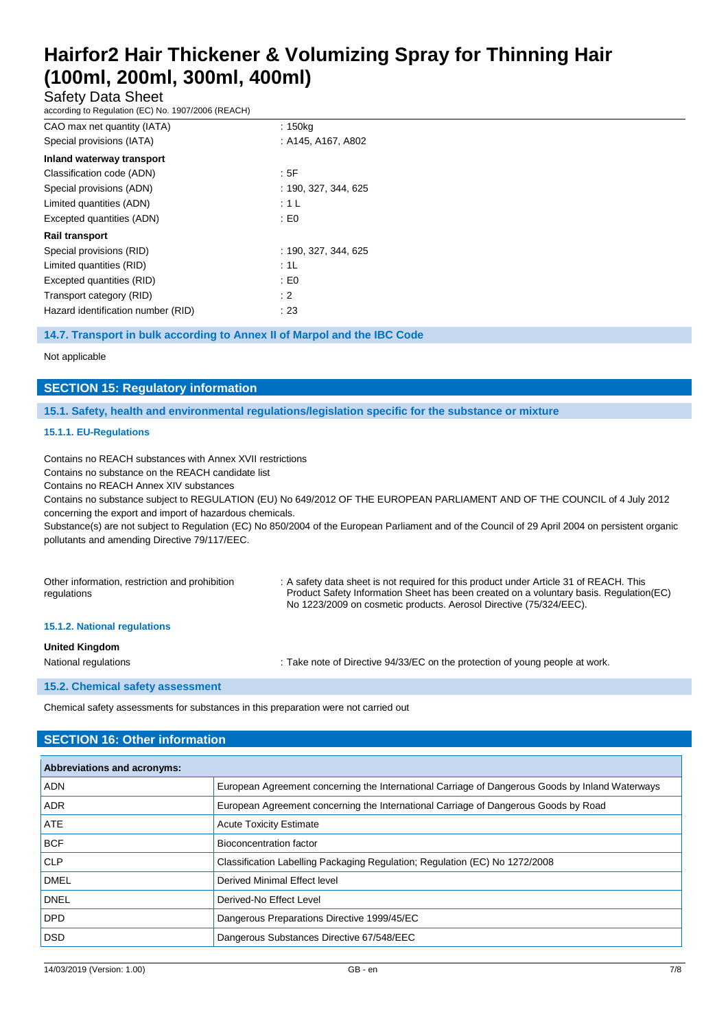| | |
|---|---|
| CAO max net quantity (IATA) | : 150kg |
| Special provisions (IATA) | : A145, A167, A802 |
| **Inland waterway transport** | |
| Classification code (ADN) | : 5F |
| Special provisions (ADN) | : 190, 327, 344, 625 |
| Limited quantities (ADN) | : 1 L |
| Excepted quantities (ADN) | : E0 |
| **Rail transport** | |
| Special provisions (RID) | : 190, 327, 344, 625 |
| Limited quantities (RID) | : 1L |
| Excepted quantities (RID) | : E0 |
| Transport category (RID) | : 2 |
| Hazard identification number (RID) | : 23 |

### 14.7. Transport in bulk according to Annex II of Marpol and the IBC Code

Not applicable

## SECTION 15: Regulatory information

### 15.1. Safety, health and environmental regulations/legislation specific for the substance or mixture

#### 15.1.1. EU-Regulations

Contains no REACH substances with Annex XVII restrictions
Contains no substance on the REACH candidate list
Contains no REACH Annex XIV substances
Contains no substance subject to REGULATION (EU) No 649/2012 OF THE EUROPEAN PARLIAMENT AND OF THE COUNCIL of 4 July 2012 concerning the export and import of hazardous chemicals.
Substance(s) are not subject to Regulation (EC) No 850/2004 of the European Parliament and of the Council of 29 April 2004 on persistent organic pollutants and amending Directive 79/117/EEC.

| | |
|---|---|
| Other information, restriction and prohibition regulations | : A safety data sheet is not required for this product under Article 31 of REACH. This Product Safety Information Sheet has been created on a voluntary basis. Regulation(EC) No 1223/2009 on cosmetic products. Aerosol Directive (75/324/EEC). |

#### 15.1.2. National regulations

**United Kingdom**

| | |
|---|---|
| National regulations | : Take note of Directive 94/33/EC on the protection of young people at work. |

### 15.2. Chemical safety assessment

Chemical safety assessments for substances in this preparation were not carried out

## SECTION 16: Other information

| Abbreviations and acronyms: | |
|---|---|
| ADN | European Agreement concerning the International Carriage of Dangerous Goods by Inland Waterways |
| ADR | European Agreement concerning the International Carriage of Dangerous Goods by Road |
| ATE | Acute Toxicity Estimate |
| BCF | Bioconcentration factor |
| CLP | Classification Labelling Packaging Regulation; Regulation (EC) No 1272/2008 |
| DMEL | Derived Minimal Effect level |
| DNEL | Derived-No Effect Level |
| DPD | Dangerous Preparations Directive 1999/45/EC |
| DSD | Dangerous Substances Directive 67/548/EEC |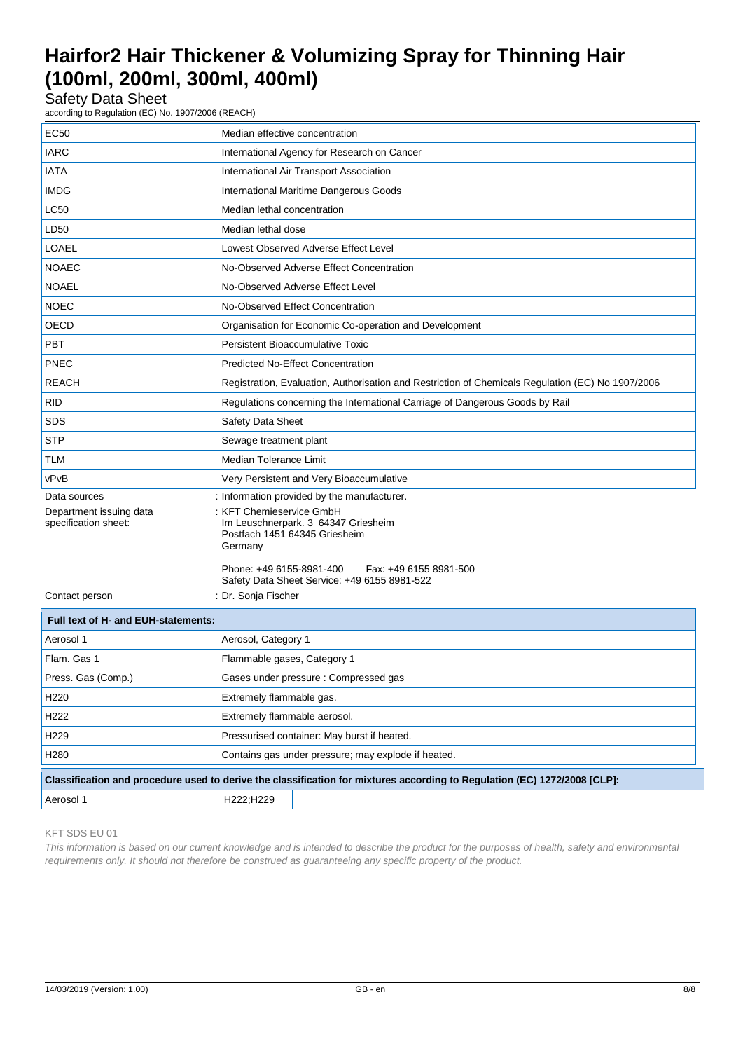| | |
|---|---|
| EC50 | Median effective concentration |
| IARC | International Agency for Research on Cancer |
| IATA | International Air Transport Association |
| IMDG | International Maritime Dangerous Goods |
| LC50 | Median lethal concentration |
| LD50 | Median lethal dose |
| LOAEL | Lowest Observed Adverse Effect Level |
| NOAEC | No-Observed Adverse Effect Concentration |
| NOAEL | No-Observed Adverse Effect Level |
| NOEC | No-Observed Effect Concentration |
| OECD | Organisation for Economic Co-operation and Development |
| PBT | Persistent Bioaccumulative Toxic |
| PNEC | Predicted No-Effect Concentration |
| REACH | Registration, Evaluation, Authorisation and Restriction of Chemicals Regulation (EC) No 1907/2006 |
| RID | Regulations concerning the International Carriage of Dangerous Goods by Rail |
| SDS | Safety Data Sheet |
| STP | Sewage treatment plant |
| TLM | Median Tolerance Limit |
| vPvB | Very Persistent and Very Bioaccumulative |

Data sources : Information provided by the manufacturer.

Department issuing data specification sheet: : KFT Chemieservice GmbH
Im Leuschnerpark. 3 64347 Griesheim
Postfach 1451 64345 Griesheim
Germany

Phone: +49 6155-8981-400 Fax: +49 6155 8981-500
Safety Data Sheet Service: +49 6155 8981-522

Contact person : Dr. Sonja Fischer

| Full text of H- and EUH-statements: | |
|---|---|
| Aerosol 1 | Aerosol, Category 1 |
| Flam. Gas 1 | Flammable gases, Category 1 |
| Press. Gas (Comp.) | Gases under pressure : Compressed gas |
| H220 | Extremely flammable gas. |
| H222 | Extremely flammable aerosol. |
| H229 | Pressurised container: May burst if heated. |
| H280 | Contains gas under pressure; may explode if heated. |

| Classification and procedure used to derive the classification for mixtures according to Regulation (EC) 1272/2008 [CLP]: | | |
|---|---|---|
| Aerosol 1 | H222;H229 | |

KFT SDS EU 01

*This information is based on our current knowledge and is intended to describe the product for the purposes of health, safety and environmental requirements only. It should not therefore be construed as guaranteeing any specific property of the product.*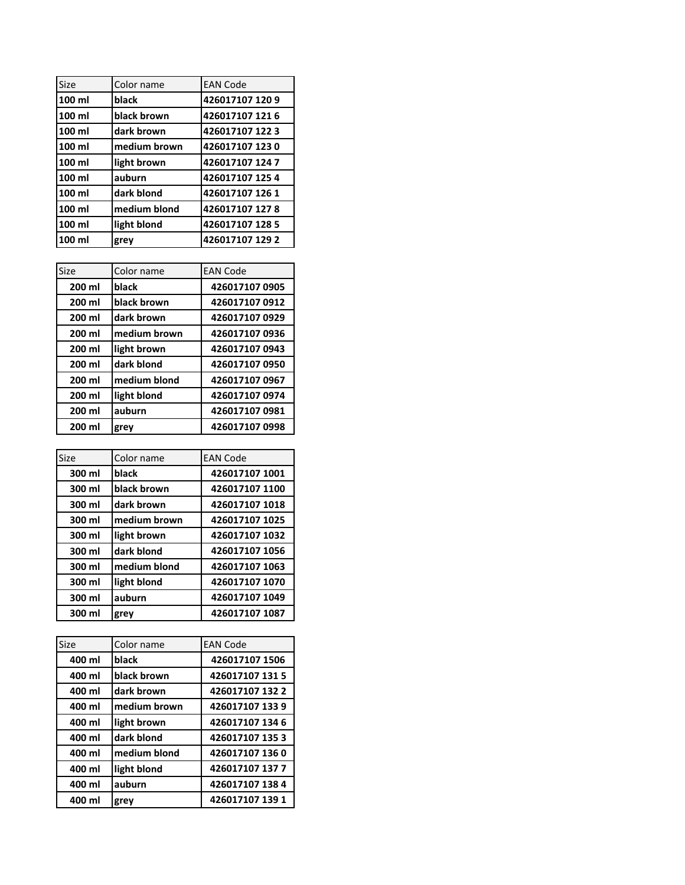| Size | Color name | EAN Code |
| --- | --- | --- |
| **100 ml** | **black** | **426017107 120 9** |
| **100 ml** | **black brown** | **426017107 121 6** |
| **100 ml** | **dark brown** | **426017107 122 3** |
| **100 ml** | **medium brown** | **426017107 123 0** |
| **100 ml** | **light brown** | **426017107 124 7** |
| **100 ml** | **auburn** | **426017107 125 4** |
| **100 ml** | **dark blond** | **426017107 126 1** |
| **100 ml** | **medium blond** | **426017107 127 8** |
| **100 ml** | **light blond** | **426017107 128 5** |
| **100 ml** | **grey** | **426017107 129 2** |

| Size | Color name | EAN Code |
| --- | --- | --- |
| **200 ml** | **black** | **426017107 0905** |
| **200 ml** | **black brown** | **426017107 0912** |
| **200 ml** | **dark brown** | **426017107 0929** |
| **200 ml** | **medium brown** | **426017107 0936** |
| **200 ml** | **light brown** | **426017107 0943** |
| **200 ml** | **dark blond** | **426017107 0950** |
| **200 ml** | **medium blond** | **426017107 0967** |
| **200 ml** | **light blond** | **426017107 0974** |
| **200 ml** | **auburn** | **426017107 0981** |
| **200 ml** | **grey** | **426017107 0998** |

| Size | Color name | EAN Code |
| --- | --- | --- |
| **300 ml** | **black** | **426017107 1001** |
| **300 ml** | **black brown** | **426017107 1100** |
| **300 ml** | **dark brown** | **426017107 1018** |
| **300 ml** | **medium brown** | **426017107 1025** |
| **300 ml** | **light brown** | **426017107 1032** |
| **300 ml** | **dark blond** | **426017107 1056** |
| **300 ml** | **medium blond** | **426017107 1063** |
| **300 ml** | **light blond** | **426017107 1070** |
| **300 ml** | **auburn** | **426017107 1049** |
| **300 ml** | **grey** | **426017107 1087** |

| Size | Color name | EAN Code |
| --- | --- | --- |
| **400 ml** | **black** | **426017107 1506** |
| **400 ml** | **black brown** | **426017107 131 5** |
| **400 ml** | **dark brown** | **426017107 132 2** |
| **400 ml** | **medium brown** | **426017107 133 9** |
| **400 ml** | **light brown** | **426017107 134 6** |
| **400 ml** | **dark blond** | **426017107 135 3** |
| **400 ml** | **medium blond** | **426017107 136 0** |
| **400 ml** | **light blond** | **426017107 137 7** |
| **400 ml** | **auburn** | **426017107 138 4** |
| **400 ml** | **grey** | **426017107 139 1** |